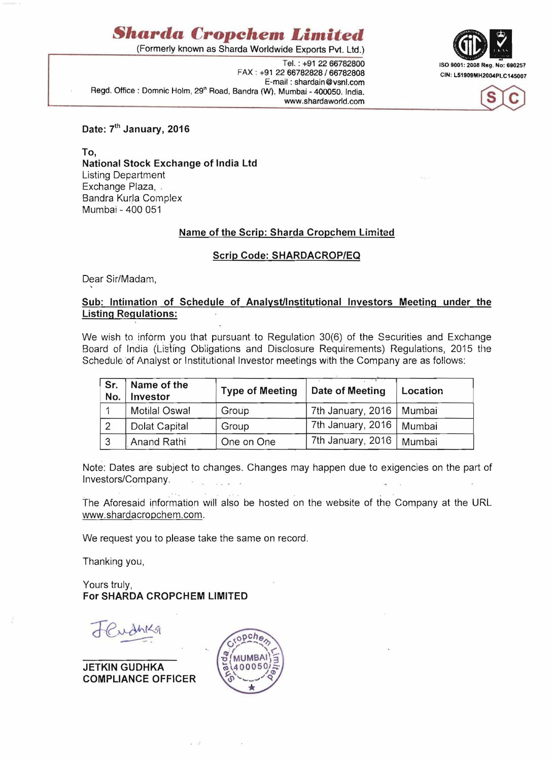# Sharda Cropchem Limited

(Formerly known as Sharda Worldwide Exports Pvt. Ltd.)

Tel. : +91 22 66782800
FAX : +91 22 66782828 / 66782808
E-mail : shardain@vsnl.com
Regd. Office : Domnic Holm, 29th Road, Bandra (W), Mumbai - 400050. India.
www.shardaworld.com

ISO 9001: 2008 Reg. No: 690257
CIN: L51909MH2004PLC145007

**Date: 7th January, 2016**

**To,**
**National Stock Exchange of India Ltd**
Listing Department
Exchange Plaza,
Bandra Kurla Complex
Mumbai - 400 051

**Name of the Scrip: Sharda Cropchem Limited**

**Scrip Code: SHARDACROP/EQ**

Dear Sir/Madam,

**Sub: Intimation of Schedule of Analyst/Institutional Investors Meeting under the Listing Regulations:**

We wish to inform you that pursuant to Regulation 30(6) of the Securities and Exchange Board of India (Listing Obligations and Disclosure Requirements) Regulations, 2015 the Schedule of Analyst or Institutional Investor meetings with the Company are as follows:

| Sr. No. | Name of the Investor | Type of Meeting | Date of Meeting | Location |
|---|---|---|---|---|
| 1 | Motilal Oswal | Group | 7th January, 2016 | Mumbai |
| 2 | Dolat Capital | Group | 7th January, 2016 | Mumbai |
| 3 | Anand Rathi | One on One | 7th January, 2016 | Mumbai |

Note: Dates are subject to changes. Changes may happen due to exigencies on the part of Investors/Company.

The Aforesaid information will also be hosted on the website of the Company at the URL www.shardacropchem.com.

We request you to please take the same on record.

Thanking you,

Yours truly,
**For SHARDA CROPCHEM LIMITED**

**JETKIN GUDHKA**
**COMPLIANCE OFFICER**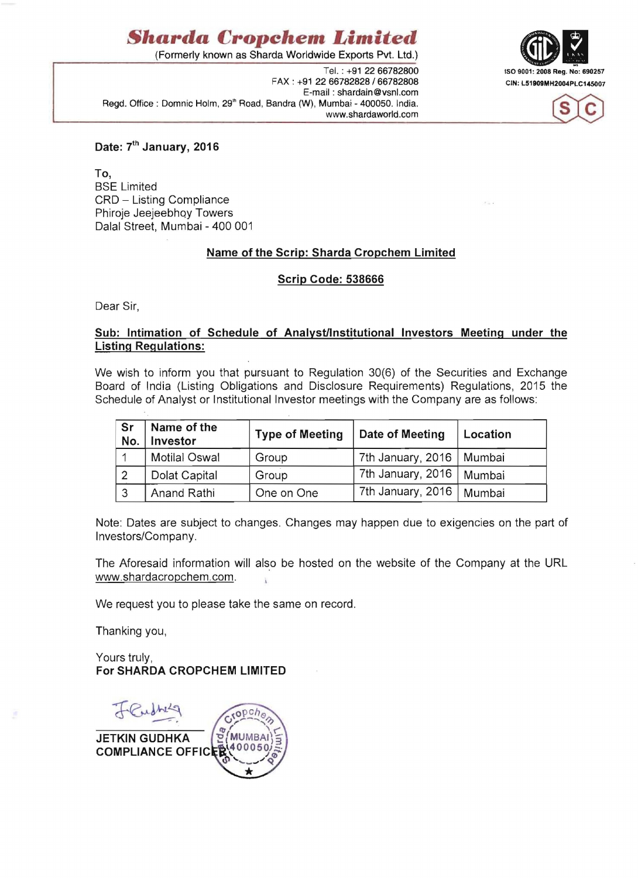# Sharda Cropchem Limited

(Formerly known as Sharda Worldwide Exports Pvt. Ltd.)

Tel. : +91 22 66782800
FAX : +91 22 66782828 / 66782808
E-mail : shardain@vsnl.com
Regd. Office : Domnic Holm, 29th Road, Bandra (W), Mumbai - 400050. India.
www.shardaworld.com

ISO 9001: 2008 Reg. No: 690257
CIN: L51909MH2004PLC145007

**Date: 7th January, 2016**

To,
BSE Limited
CRD – Listing Compliance
Phiroje Jeejeebhoy Towers
Dalal Street, Mumbai - 400 001

**Name of the Scrip: Sharda Cropchem Limited**

**Scrip Code: 538666**

Dear Sir,

**Sub: Intimation of Schedule of Analyst/Institutional Investors Meeting under the Listing Regulations:**

We wish to inform you that pursuant to Regulation 30(6) of the Securities and Exchange Board of India (Listing Obligations and Disclosure Requirements) Regulations, 2015 the Schedule of Analyst or Institutional Investor meetings with the Company are as follows:

| Sr No. | Name of the Investor | Type of Meeting | Date of Meeting | Location |
|---|---|---|---|---|
| 1 | Motilal Oswal | Group | 7th January, 2016 | Mumbai |
| 2 | Dolat Capital | Group | 7th January, 2016 | Mumbai |
| 3 | Anand Rathi | One on One | 7th January, 2016 | Mumbai |

Note: Dates are subject to changes. Changes may happen due to exigencies on the part of Investors/Company.

The Aforesaid information will also be hosted on the website of the Company at the URL www.shardacropchem.com.

We request you to please take the same on record.

Thanking you,

Yours truly,
**For SHARDA CROPCHEM LIMITED**

**JETKIN GUDHKA**
**COMPLIANCE OFFICER**